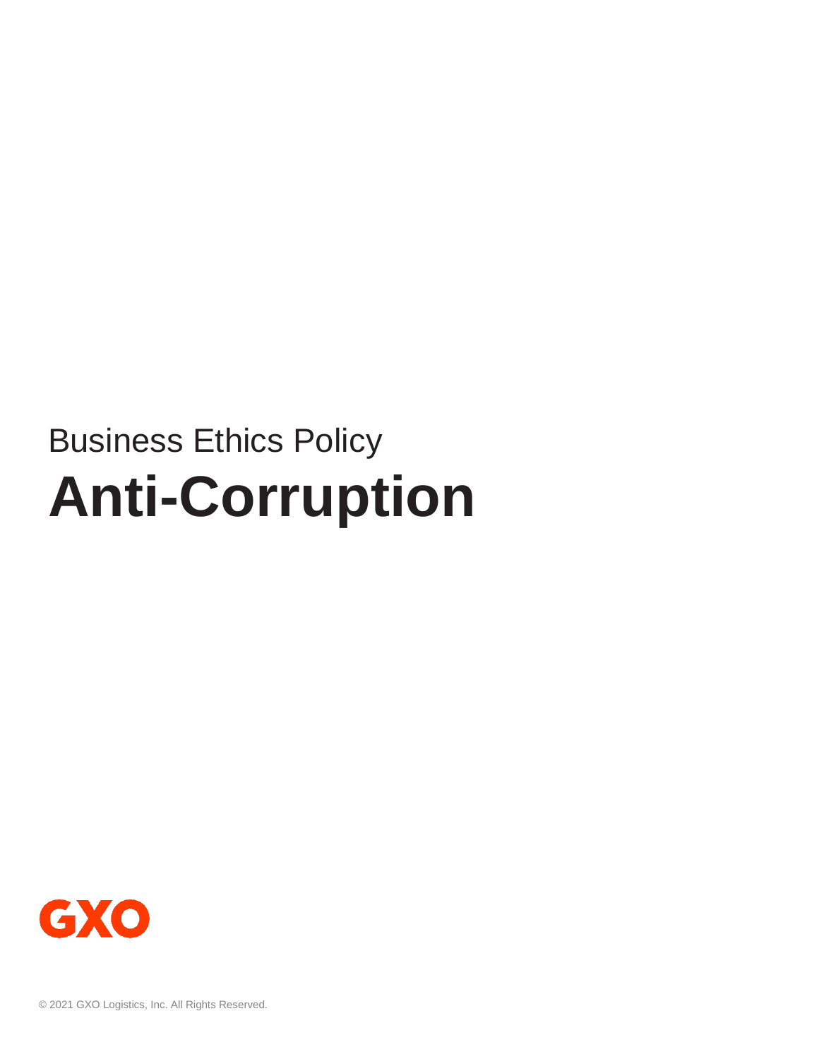Business Ethics Policy

# Anti-Corruption

GXO

© 2021 GXO Logistics, Inc. All Rights Reserved.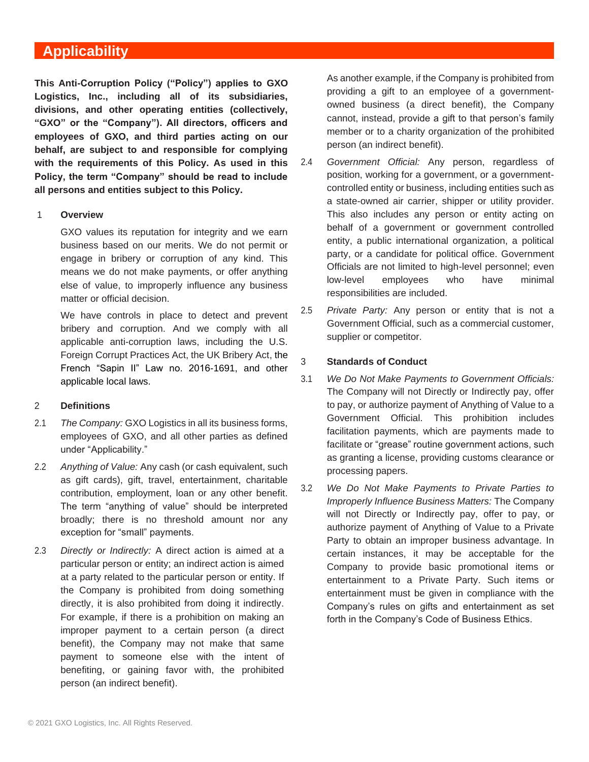## Applicability

**This Anti-Corruption Policy ("Policy") applies to GXO Logistics, Inc., including all of its subsidiaries, divisions, and other operating entities (collectively, "GXO" or the "Company"). All directors, officers and employees of GXO, and third parties acting on our behalf, are subject to and responsible for complying with the requirements of this Policy. As used in this Policy, the term "Company" should be read to include all persons and entities subject to this Policy.**

### 1 Overview

GXO values its reputation for integrity and we earn business based on our merits. We do not permit or engage in bribery or corruption of any kind. This means we do not make payments, or offer anything else of value, to improperly influence any business matter or official decision.

We have controls in place to detect and prevent bribery and corruption. And we comply with all applicable anti-corruption laws, including the U.S. Foreign Corrupt Practices Act, the UK Bribery Act, the French "Sapin II" Law no. 2016-1691, and other applicable local laws.

### 2 Definitions

2.1 *The Company:* GXO Logistics in all its business forms, employees of GXO, and all other parties as defined under "Applicability."

2.2 *Anything of Value:* Any cash (or cash equivalent, such as gift cards), gift, travel, entertainment, charitable contribution, employment, loan or any other benefit. The term "anything of value" should be interpreted broadly; there is no threshold amount nor any exception for "small" payments.

2.3 *Directly or Indirectly:* A direct action is aimed at a particular person or entity; an indirect action is aimed at a party related to the particular person or entity. If the Company is prohibited from doing something directly, it is also prohibited from doing it indirectly. For example, if there is a prohibition on making an improper payment to a certain person (a direct benefit), the Company may not make that same payment to someone else with the intent of benefiting, or gaining favor with, the prohibited person (an indirect benefit).

As another example, if the Company is prohibited from providing a gift to an employee of a government-owned business (a direct benefit), the Company cannot, instead, provide a gift to that person's family member or to a charity organization of the prohibited person (an indirect benefit).

2.4 *Government Official:* Any person, regardless of position, working for a government, or a government-controlled entity or business, including entities such as a state-owned air carrier, shipper or utility provider. This also includes any person or entity acting on behalf of a government or government controlled entity, a public international organization, a political party, or a candidate for political office. Government Officials are not limited to high-level personnel; even low-level employees who have minimal responsibilities are included.

2.5 *Private Party:* Any person or entity that is not a Government Official, such as a commercial customer, supplier or competitor.

### 3 Standards of Conduct

3.1 *We Do Not Make Payments to Government Officials:* The Company will not Directly or Indirectly pay, offer to pay, or authorize payment of Anything of Value to a Government Official. This prohibition includes facilitation payments, which are payments made to facilitate or "grease" routine government actions, such as granting a license, providing customs clearance or processing papers.

3.2 *We Do Not Make Payments to Private Parties to Improperly Influence Business Matters:* The Company will not Directly or Indirectly pay, offer to pay, or authorize payment of Anything of Value to a Private Party to obtain an improper business advantage. In certain instances, it may be acceptable for the Company to provide basic promotional items or entertainment to a Private Party. Such items or entertainment must be given in compliance with the Company's rules on gifts and entertainment as set forth in the Company's Code of Business Ethics.

© 2021 GXO Logistics, Inc. All Rights Reserved.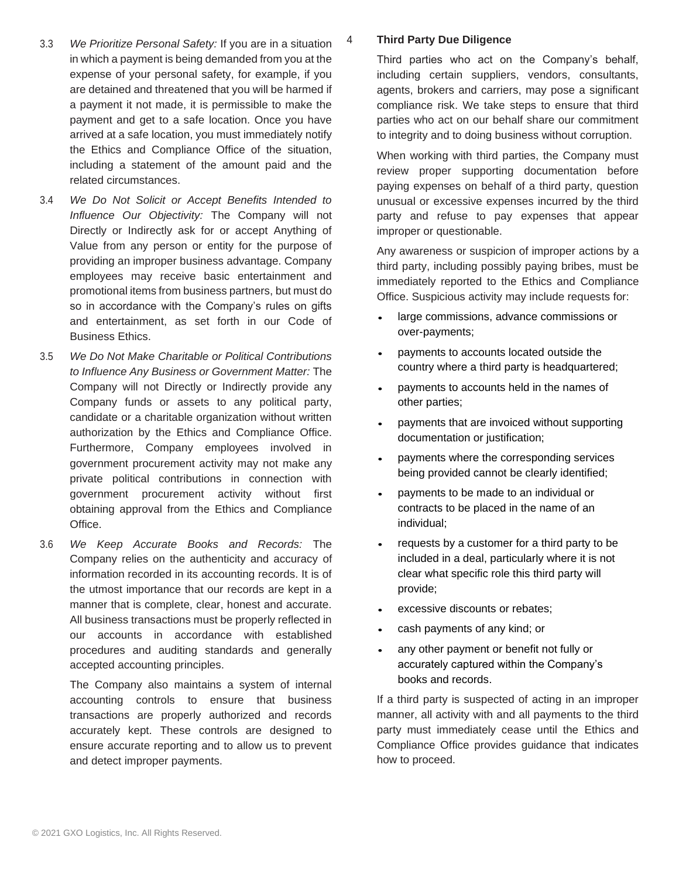3.3 *We Prioritize Personal Safety:* If you are in a situation in which a payment is being demanded from you at the expense of your personal safety, for example, if you are detained and threatened that you will be harmed if a payment it not made, it is permissible to make the payment and get to a safe location. Once you have arrived at a safe location, you must immediately notify the Ethics and Compliance Office of the situation, including a statement of the amount paid and the related circumstances.

3.4 *We Do Not Solicit or Accept Benefits Intended to Influence Our Objectivity:* The Company will not Directly or Indirectly ask for or accept Anything of Value from any person or entity for the purpose of providing an improper business advantage. Company employees may receive basic entertainment and promotional items from business partners, but must do so in accordance with the Company's rules on gifts and entertainment, as set forth in our Code of Business Ethics.

3.5 *We Do Not Make Charitable or Political Contributions to Influence Any Business or Government Matter:* The Company will not Directly or Indirectly provide any Company funds or assets to any political party, candidate or a charitable organization without written authorization by the Ethics and Compliance Office. Furthermore, Company employees involved in government procurement activity may not make any private political contributions in connection with government procurement activity without first obtaining approval from the Ethics and Compliance Office.

3.6 *We Keep Accurate Books and Records:* The Company relies on the authenticity and accuracy of information recorded in its accounting records. It is of the utmost importance that our records are kept in a manner that is complete, clear, honest and accurate. All business transactions must be properly reflected in our accounts in accordance with established procedures and auditing standards and generally accepted accounting principles.

The Company also maintains a system of internal accounting controls to ensure that business transactions are properly authorized and records accurately kept. These controls are designed to ensure accurate reporting and to allow us to prevent and detect improper payments.

## 4 Third Party Due Diligence

Third parties who act on the Company's behalf, including certain suppliers, vendors, consultants, agents, brokers and carriers, may pose a significant compliance risk. We take steps to ensure that third parties who act on our behalf share our commitment to integrity and to doing business without corruption.

When working with third parties, the Company must review proper supporting documentation before paying expenses on behalf of a third party, question unusual or excessive expenses incurred by the third party and refuse to pay expenses that appear improper or questionable.

Any awareness or suspicion of improper actions by a third party, including possibly paying bribes, must be immediately reported to the Ethics and Compliance Office. Suspicious activity may include requests for:

- large commissions, advance commissions or over-payments;
- payments to accounts located outside the country where a third party is headquartered;
- payments to accounts held in the names of other parties;
- payments that are invoiced without supporting documentation or justification;
- payments where the corresponding services being provided cannot be clearly identified;
- payments to be made to an individual or contracts to be placed in the name of an individual;
- requests by a customer for a third party to be included in a deal, particularly where it is not clear what specific role this third party will provide;
- excessive discounts or rebates;
- cash payments of any kind; or
- any other payment or benefit not fully or accurately captured within the Company's books and records.

If a third party is suspected of acting in an improper manner, all activity with and all payments to the third party must immediately cease until the Ethics and Compliance Office provides guidance that indicates how to proceed.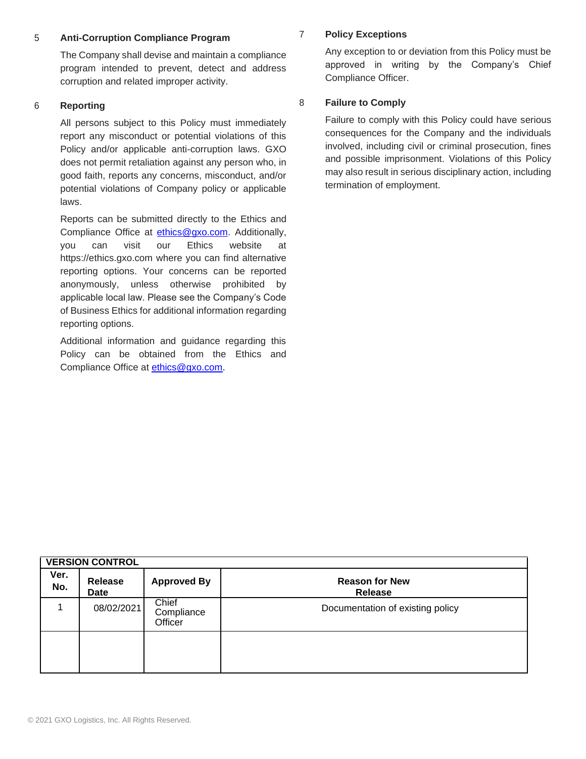## 5 Anti-Corruption Compliance Program

The Company shall devise and maintain a compliance program intended to prevent, detect and address corruption and related improper activity.

## 6 Reporting

All persons subject to this Policy must immediately report any misconduct or potential violations of this Policy and/or applicable anti-corruption laws. GXO does not permit retaliation against any person who, in good faith, reports any concerns, misconduct, and/or potential violations of Company policy or applicable laws.

Reports can be submitted directly to the Ethics and Compliance Office at ethics@gxo.com. Additionally, you can visit our Ethics website at https://ethics.gxo.com where you can find alternative reporting options. Your concerns can be reported anonymously, unless otherwise prohibited by applicable local law. Please see the Company's Code of Business Ethics for additional information regarding reporting options.

Additional information and guidance regarding this Policy can be obtained from the Ethics and Compliance Office at ethics@gxo.com.

## 7 Policy Exceptions

Any exception to or deviation from this Policy must be approved in writing by the Company's Chief Compliance Officer.

## 8 Failure to Comply

Failure to comply with this Policy could have serious consequences for the Company and the individuals involved, including civil or criminal prosecution, fines and possible imprisonment. Violations of this Policy may also result in serious disciplinary action, including termination of employment.

**VERSION CONTROL**

| Ver. No. | Release Date | Approved By | Reason for New Release |
|---|---|---|---|
| 1 | 08/02/2021 | Chief Compliance Officer | Documentation of existing policy |
| | | | |

© 2021 GXO Logistics, Inc. All Rights Reserved.